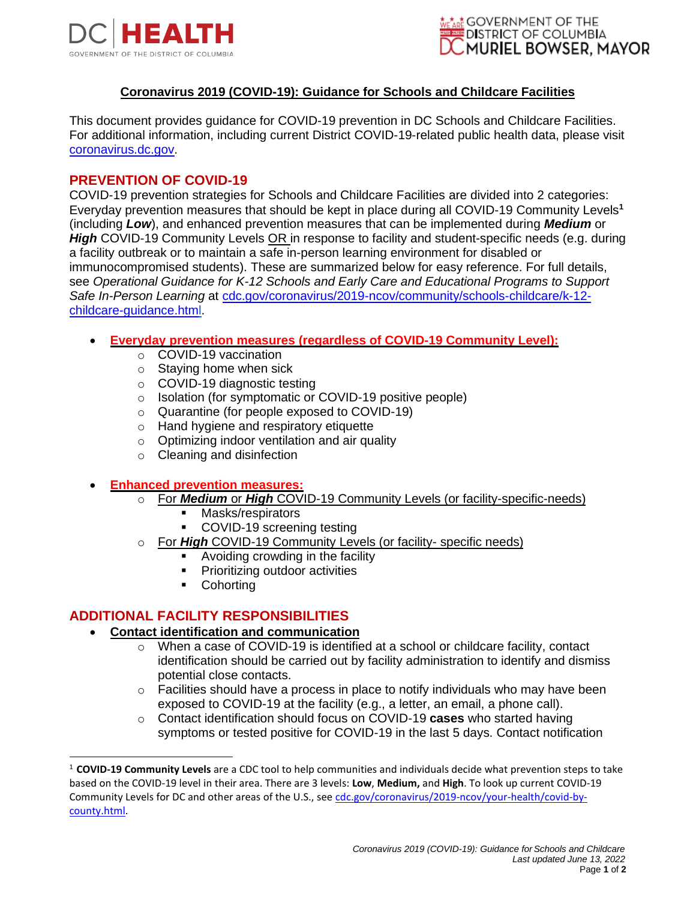# Coronavirus 2019 (COVID-19): Guidance for Schools and Childcare Facilities

This document provides guidance for COVID-19 prevention in DC Schools and Childcare Facilities. For additional information, including current District COVID-19-related public health data, please visit [coronavirus.dc.gov](https://coronavirus.dc.gov).

## PREVENTION OF COVID-19

COVID-19 prevention strategies for Schools and Childcare Facilities are divided into 2 categories: Everyday prevention measures that should be kept in place during all COVID-19 Community Levels[1] (including ***Low***), and enhanced prevention measures that can be implemented during ***Medium*** or ***High*** COVID-19 Community Levels OR in response to facility and student-specific needs (e.g. during a facility outbreak or to maintain a safe in-person learning environment for disabled or immunocompromised students). These are summarized below for easy reference. For full details, see *Operational Guidance for K-12 Schools and Early Care and Educational Programs to Support Safe In-Person Learning* at [cdc.gov/coronavirus/2019-ncov/community/schools-childcare/k-12-childcare-guidance.html](https://cdc.gov/coronavirus/2019-ncov/community/schools-childcare/k-12-childcare-guidance.html).

- **Everyday prevention measures (regardless of COVID-19 Community Level):**
  - COVID-19 vaccination
  - Staying home when sick
  - COVID-19 diagnostic testing
  - Isolation (for symptomatic or COVID-19 positive people)
  - Quarantine (for people exposed to COVID-19)
  - Hand hygiene and respiratory etiquette
  - Optimizing indoor ventilation and air quality
  - Cleaning and disinfection

- **Enhanced prevention measures:**
  - For ***Medium*** or ***High*** COVID-19 Community Levels (or facility-specific-needs)
    - Masks/respirators
    - COVID-19 screening testing
  - For ***High*** COVID-19 Community Levels (or facility- specific needs)
    - Avoiding crowding in the facility
    - Prioritizing outdoor activities
    - Cohorting

## ADDITIONAL FACILITY RESPONSIBILITIES

- **Contact identification and communication**
  - When a case of COVID-19 is identified at a school or childcare facility, contact identification should be carried out by facility administration to identify and dismiss potential close contacts.
  - Facilities should have a process in place to notify individuals who may have been exposed to COVID-19 at the facility (e.g., a letter, an email, a phone call).
  - Contact identification should focus on COVID-19 **cases** who started having symptoms or tested positive for COVID-19 in the last 5 days. Contact notification

[1] **COVID-19 Community Levels** are a CDC tool to help communities and individuals decide what prevention steps to take based on the COVID-19 level in their area. There are 3 levels: **Low**, **Medium,** and **High**. To look up current COVID-19 Community Levels for DC and other areas of the U.S., see [cdc.gov/coronavirus/2019-ncov/your-health/covid-by-county.html](https://cdc.gov/coronavirus/2019-ncov/your-health/covid-by-county.html).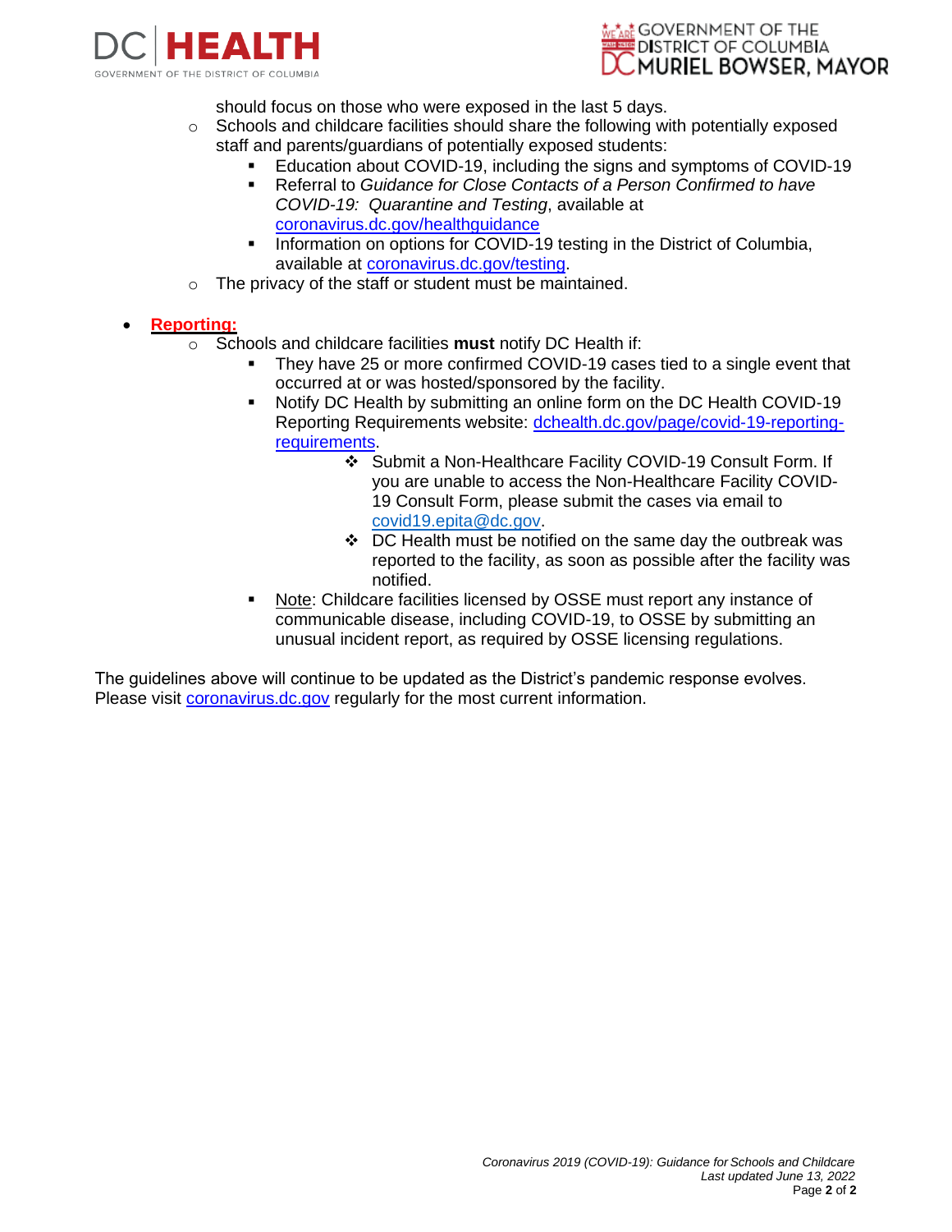should focus on those who were exposed in the last 5 days.

  - Schools and childcare facilities should share the following with potentially exposed staff and parents/guardians of potentially exposed students:
    - Education about COVID-19, including the signs and symptoms of COVID-19
    - Referral to *Guidance for Close Contacts of a Person Confirmed to have COVID-19: Quarantine and Testing*, available at [coronavirus.dc.gov/healthguidance](coronavirus.dc.gov/healthguidance)
    - Information on options for COVID-19 testing in the District of Columbia, available at [coronavirus.dc.gov/testing](coronavirus.dc.gov/testing).
  - The privacy of the staff or student must be maintained.

- **Reporting:**
  - Schools and childcare facilities **must** notify DC Health if:
    - They have 25 or more confirmed COVID-19 cases tied to a single event that occurred at or was hosted/sponsored by the facility.
    - Notify DC Health by submitting an online form on the DC Health COVID-19 Reporting Requirements website: [dchealth.dc.gov/page/covid-19-reporting-requirements](dchealth.dc.gov/page/covid-19-reporting-requirements).
      - Submit a Non-Healthcare Facility COVID-19 Consult Form. If you are unable to access the Non-Healthcare Facility COVID-19 Consult Form, please submit the cases via email to [covid19.epita@dc.gov](mailto:covid19.epita@dc.gov).
      - DC Health must be notified on the same day the outbreak was reported to the facility, as soon as possible after the facility was notified.
    - Note: Childcare facilities licensed by OSSE must report any instance of communicable disease, including COVID-19, to OSSE by submitting an unusual incident report, as required by OSSE licensing regulations.

The guidelines above will continue to be updated as the District's pandemic response evolves. Please visit [coronavirus.dc.gov](coronavirus.dc.gov) regularly for the most current information.